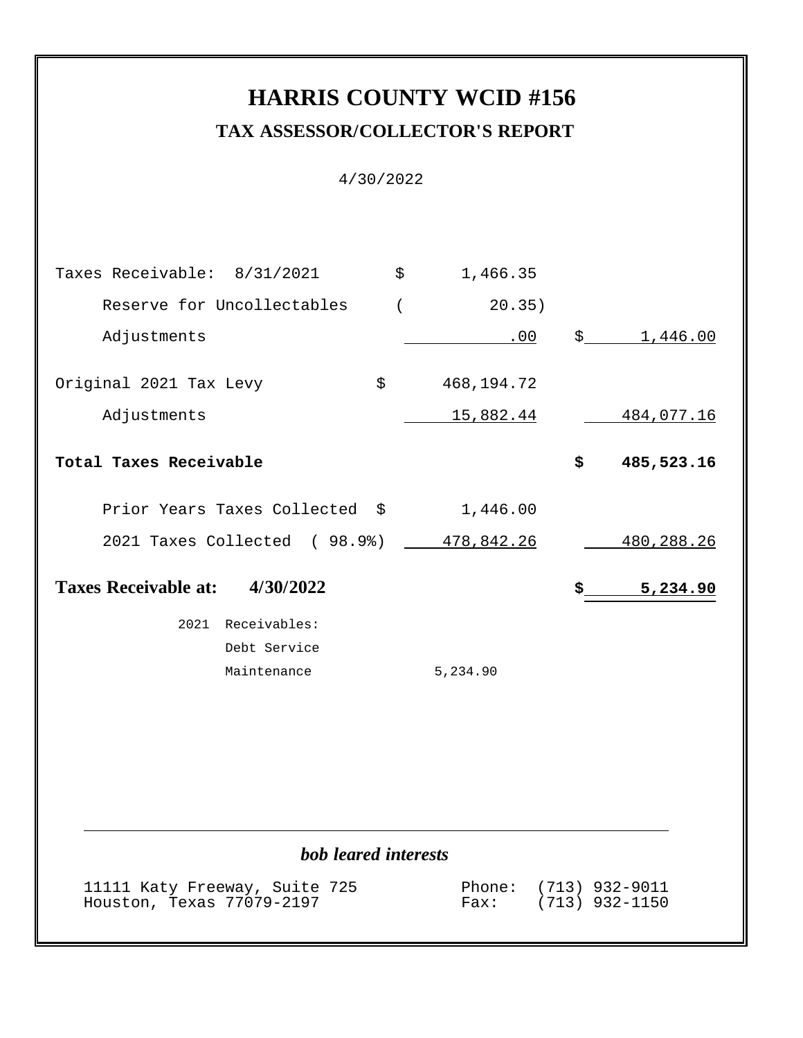# HARRIS COUNTY WCID #156

## TAX ASSESSOR/COLLECTOR'S REPORT

4/30/2022

| | | |
|---|---|---|
| Taxes Receivable: 8/31/2021 | $ 1,466.35 | |
| Reserve for Uncollectables | ( 20.35) | |
| Adjustments | .00 | $ 1,446.00 |
| Original 2021 Tax Levy | $ 468,194.72 | |
| Adjustments | 15,882.44 | 484,077.16 |
| **Total Taxes Receivable** | | **$ 485,523.16** |
| Prior Years Taxes Collected | $ 1,446.00 | |
| 2021 Taxes Collected ( 98.9%) | 478,842.26 | 480,288.26 |
| **Taxes Receivable at: 4/30/2022** | | **$ 5,234.90** |

2021 Receivables:

| | |
|---|---|
| Debt Service | |
| Maintenance | 5,234.90 |

*bob leared interests*

11111 Katy Freeway, Suite 725
Houston, Texas 77079-2197

Phone: (713) 932-9011
Fax: (713) 932-1150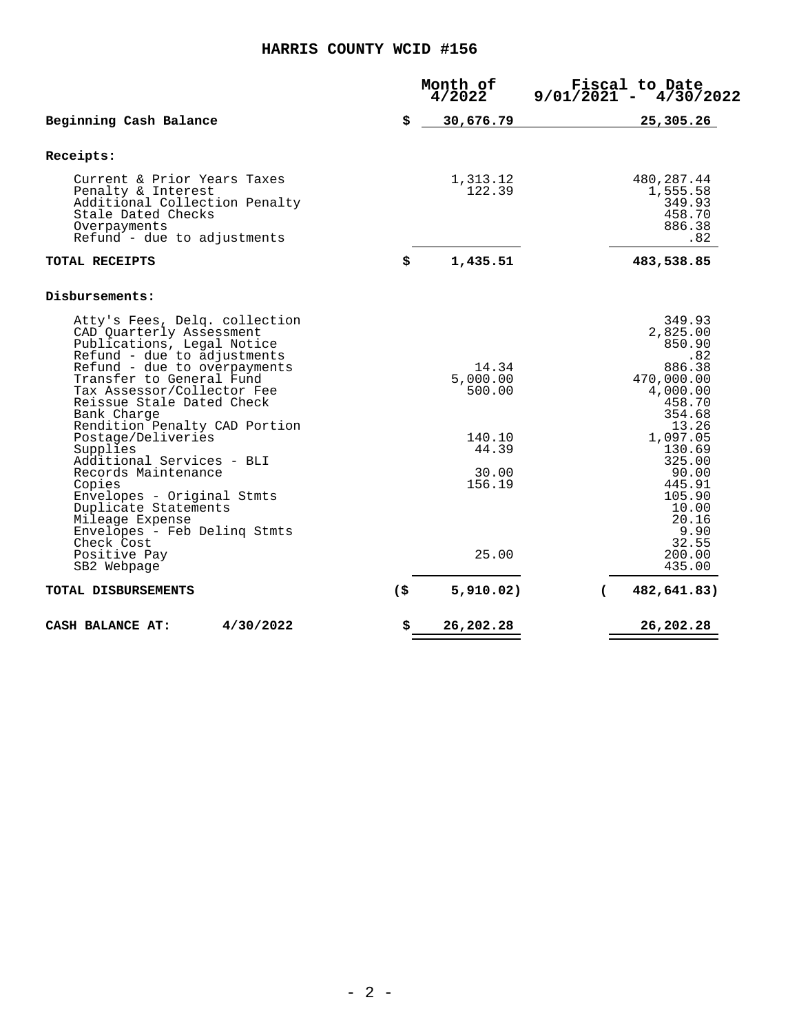# HARRIS COUNTY WCID #156

| | Month of 4/2022 | Fiscal to Date 9/01/2021 - 4/30/2022 |
|---|---|---|
| **Beginning Cash Balance** | **$ 30,676.79** | **25,305.26** |
| **Receipts:** | | |
| Current & Prior Years Taxes | 1,313.12 | 480,287.44 |
| Penalty & Interest | 122.39 | 1,555.58 |
| Additional Collection Penalty | | 349.93 |
| Stale Dated Checks | | 458.70 |
| Overpayments | | 886.38 |
| Refund - due to adjustments | | .82 |
| **TOTAL RECEIPTS** | **$ 1,435.51** | **483,538.85** |
| **Disbursements:** | | |
| Atty's Fees, Delq. collection | | 349.93 |
| CAD Quarterly Assessment | | 2,825.00 |
| Publications, Legal Notice | | 850.90 |
| Refund - due to adjustments | | .82 |
| Refund - due to overpayments | 14.34 | 886.38 |
| Transfer to General Fund | 5,000.00 | 470,000.00 |
| Tax Assessor/Collector Fee | 500.00 | 4,000.00 |
| Reissue Stale Dated Check | | 458.70 |
| Bank Charge | | 354.68 |
| Rendition Penalty CAD Portion | | 13.26 |
| Postage/Deliveries | 140.10 | 1,097.05 |
| Supplies | 44.39 | 130.69 |
| Additional Services - BLI | | 325.00 |
| Records Maintenance | 30.00 | 90.00 |
| Copies | 156.19 | 445.91 |
| Envelopes - Original Stmts | | 105.90 |
| Duplicate Statements | | 10.00 |
| Mileage Expense | | 20.16 |
| Envelopes - Feb Delinq Stmts | | 9.90 |
| Check Cost | | 32.55 |
| Positive Pay | 25.00 | 200.00 |
| SB2 Webpage | | 435.00 |
| **TOTAL DISBURSEMENTS** | **($ 5,910.02)** | **( 482,641.83)** |
| **CASH BALANCE AT: 4/30/2022** | **$ 26,202.28** | **26,202.28** |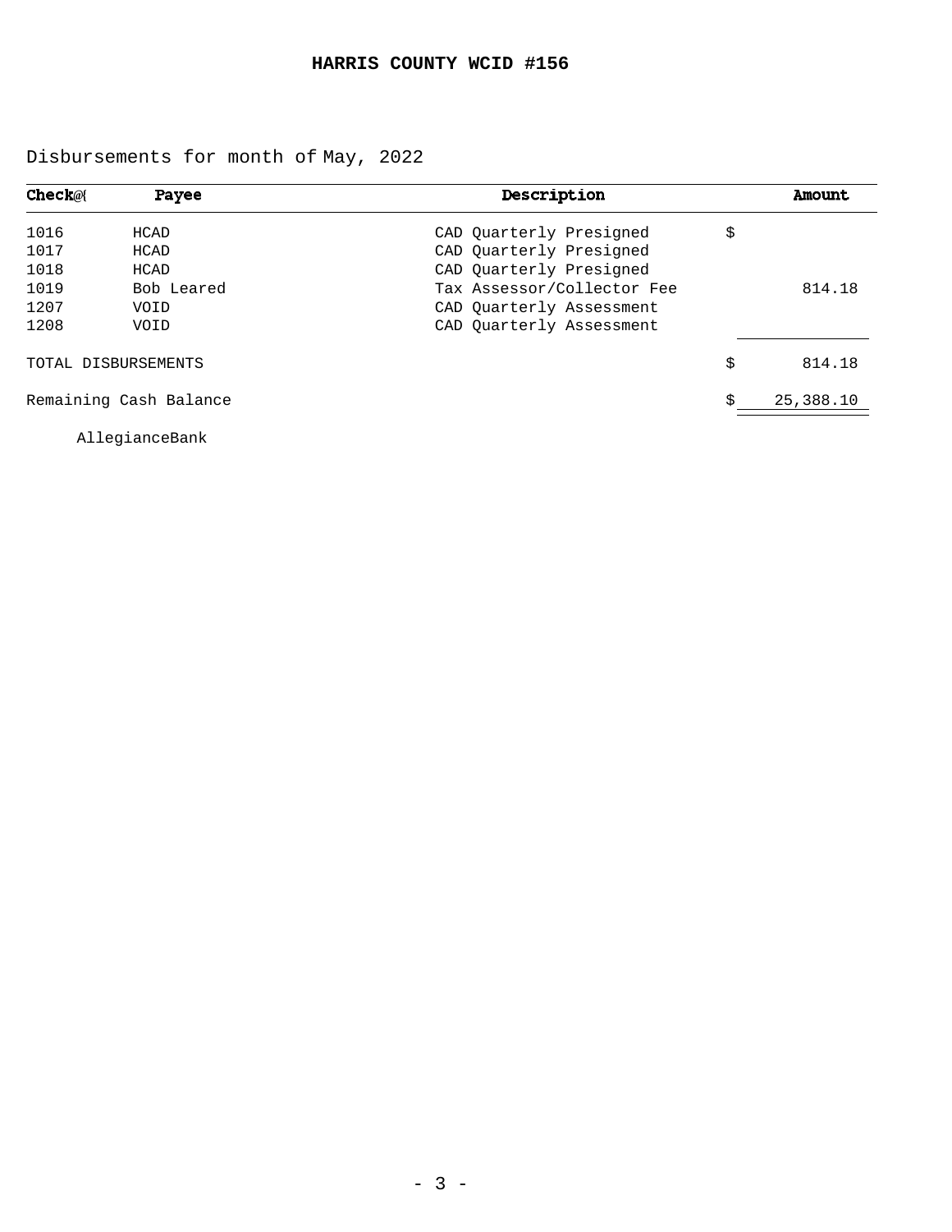# HARRIS COUNTY WCID #156

Disbursements for month of May, 2022

| Check# | Payee | Description | | Amount |
|---|---|---|---|---|
| 1016 | HCAD | CAD Quarterly Presigned | $ | |
| 1017 | HCAD | CAD Quarterly Presigned | | |
| 1018 | HCAD | CAD Quarterly Presigned | | |
| 1019 | Bob Leared | Tax Assessor/Collector Fee | | 814.18 |
| 1207 | VOID | CAD Quarterly Assessment | | |
| 1208 | VOID | CAD Quarterly Assessment | | |
| TOTAL DISBURSEMENTS | | | $ | 814.18 |
| Remaining Cash Balance | | | $ | 25,388.10 |

AllegianceBank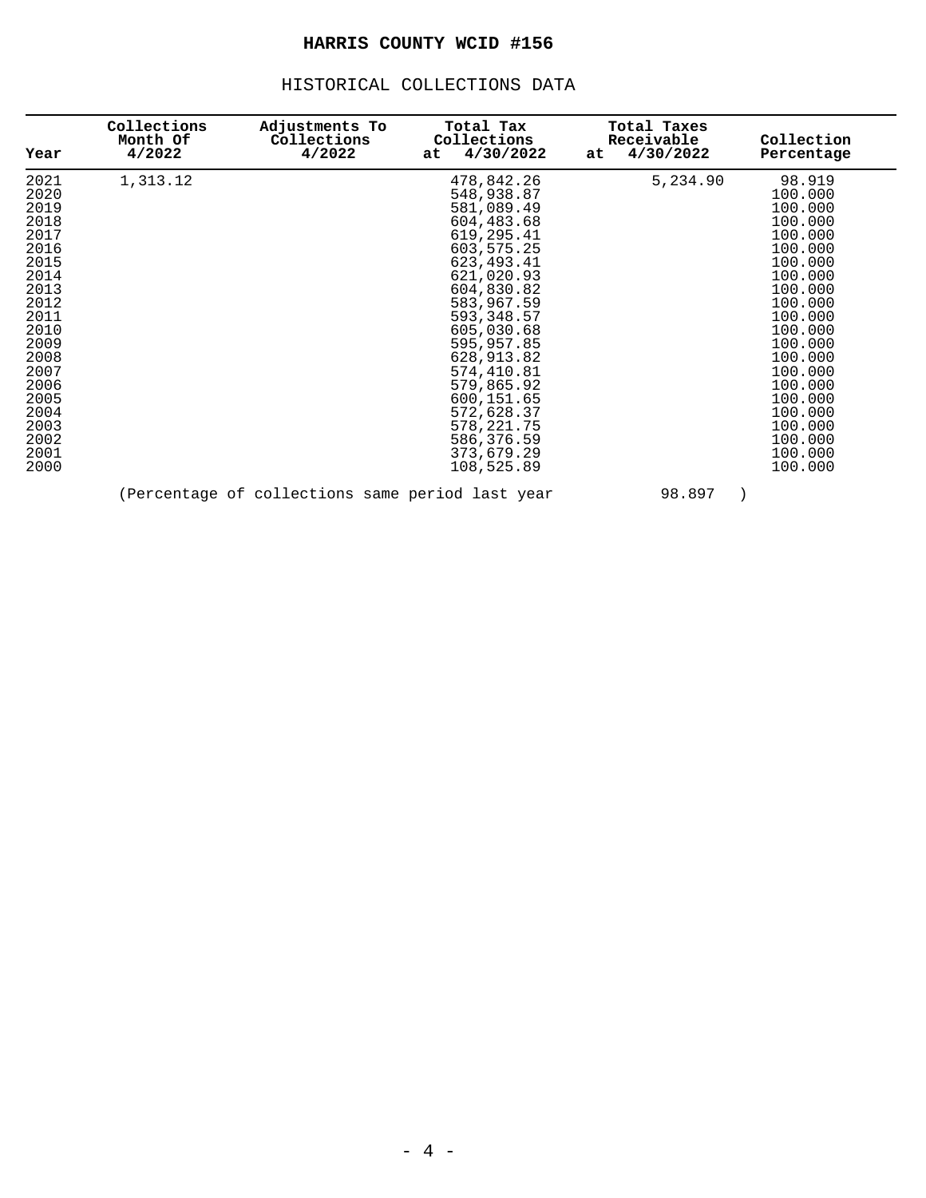# HARRIS COUNTY WCID #156

## HISTORICAL COLLECTIONS DATA

| Year | Collections Month Of 4/2022 | Adjustments To Collections 4/2022 | Total Tax Collections at 4/30/2022 | Total Taxes Receivable at 4/30/2022 | Collection Percentage |
|---|---|---|---|---|---|
| 2021 | 1,313.12 | | 478,842.26 | 5,234.90 | 98.919 |
| 2020 | | | 548,938.87 | | 100.000 |
| 2019 | | | 581,089.49 | | 100.000 |
| 2018 | | | 604,483.68 | | 100.000 |
| 2017 | | | 619,295.41 | | 100.000 |
| 2016 | | | 603,575.25 | | 100.000 |
| 2015 | | | 623,493.41 | | 100.000 |
| 2014 | | | 621,020.93 | | 100.000 |
| 2013 | | | 604,830.82 | | 100.000 |
| 2012 | | | 583,967.59 | | 100.000 |
| 2011 | | | 593,348.57 | | 100.000 |
| 2010 | | | 605,030.68 | | 100.000 |
| 2009 | | | 595,957.85 | | 100.000 |
| 2008 | | | 628,913.82 | | 100.000 |
| 2007 | | | 574,410.81 | | 100.000 |
| 2006 | | | 579,865.92 | | 100.000 |
| 2005 | | | 600,151.65 | | 100.000 |
| 2004 | | | 572,628.37 | | 100.000 |
| 2003 | | | 578,221.75 | | 100.000 |
| 2002 | | | 586,376.59 | | 100.000 |
| 2001 | | | 373,679.29 | | 100.000 |
| 2000 | | | 108,525.89 | | 100.000 |

(Percentage of collections same period last year 98.897 )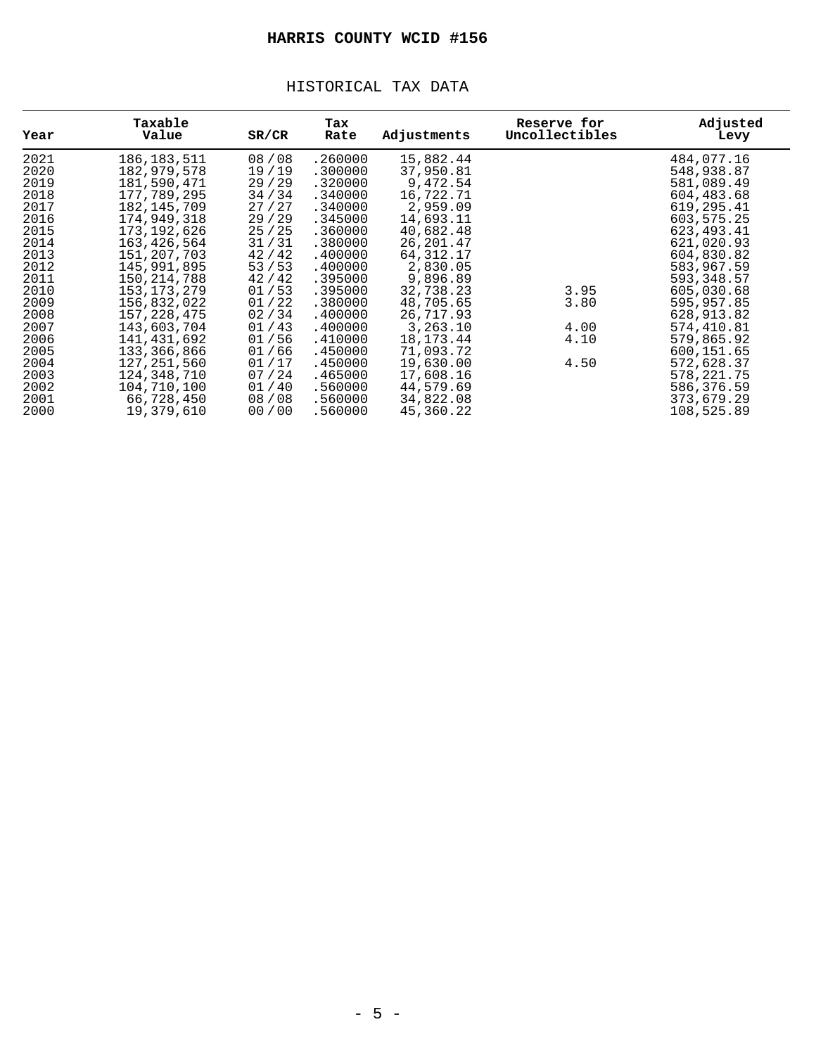# HARRIS COUNTY WCID #156

## HISTORICAL TAX DATA

| Year | Taxable Value | SR/CR | Tax Rate | Adjustments | Reserve for Uncollectibles | Adjusted Levy |
|---|---|---|---|---|---|---|
| 2021 | 186,183,511 | 08 / 08 | .260000 | 15,882.44 | | 484,077.16 |
| 2020 | 182,979,578 | 19 / 19 | .300000 | 37,950.81 | | 548,938.87 |
| 2019 | 181,590,471 | 29 / 29 | .320000 | 9,472.54 | | 581,089.49 |
| 2018 | 177,789,295 | 34 / 34 | .340000 | 16,722.71 | | 604,483.68 |
| 2017 | 182,145,709 | 27 / 27 | .340000 | 2,959.09 | | 619,295.41 |
| 2016 | 174,949,318 | 29 / 29 | .345000 | 14,693.11 | | 603,575.25 |
| 2015 | 173,192,626 | 25 / 25 | .360000 | 40,682.48 | | 623,493.41 |
| 2014 | 163,426,564 | 31 / 31 | .380000 | 26,201.47 | | 621,020.93 |
| 2013 | 151,207,703 | 42 / 42 | .400000 | 64,312.17 | | 604,830.82 |
| 2012 | 145,991,895 | 53 / 53 | .400000 | 2,830.05 | | 583,967.59 |
| 2011 | 150,214,788 | 42 / 42 | .395000 | 9,896.89 | | 593,348.57 |
| 2010 | 153,173,279 | 01 / 53 | .395000 | 32,738.23 | 3.95 | 605,030.68 |
| 2009 | 156,832,022 | 01 / 22 | .380000 | 48,705.65 | 3.80 | 595,957.85 |
| 2008 | 157,228,475 | 02 / 34 | .400000 | 26,717.93 | | 628,913.82 |
| 2007 | 143,603,704 | 01 / 43 | .400000 | 3,263.10 | 4.00 | 574,410.81 |
| 2006 | 141,431,692 | 01 / 56 | .410000 | 18,173.44 | 4.10 | 579,865.92 |
| 2005 | 133,366,866 | 01 / 66 | .450000 | 71,093.72 | | 600,151.65 |
| 2004 | 127,251,560 | 01 / 17 | .450000 | 19,630.00 | 4.50 | 572,628.37 |
| 2003 | 124,348,710 | 07 / 24 | .465000 | 17,608.16 | | 578,221.75 |
| 2002 | 104,710,100 | 01 / 40 | .560000 | 44,579.69 | | 586,376.59 |
| 2001 | 66,728,450 | 08 / 08 | .560000 | 34,822.08 | | 373,679.29 |
| 2000 | 19,379,610 | 00 / 00 | .560000 | 45,360.22 | | 108,525.89 |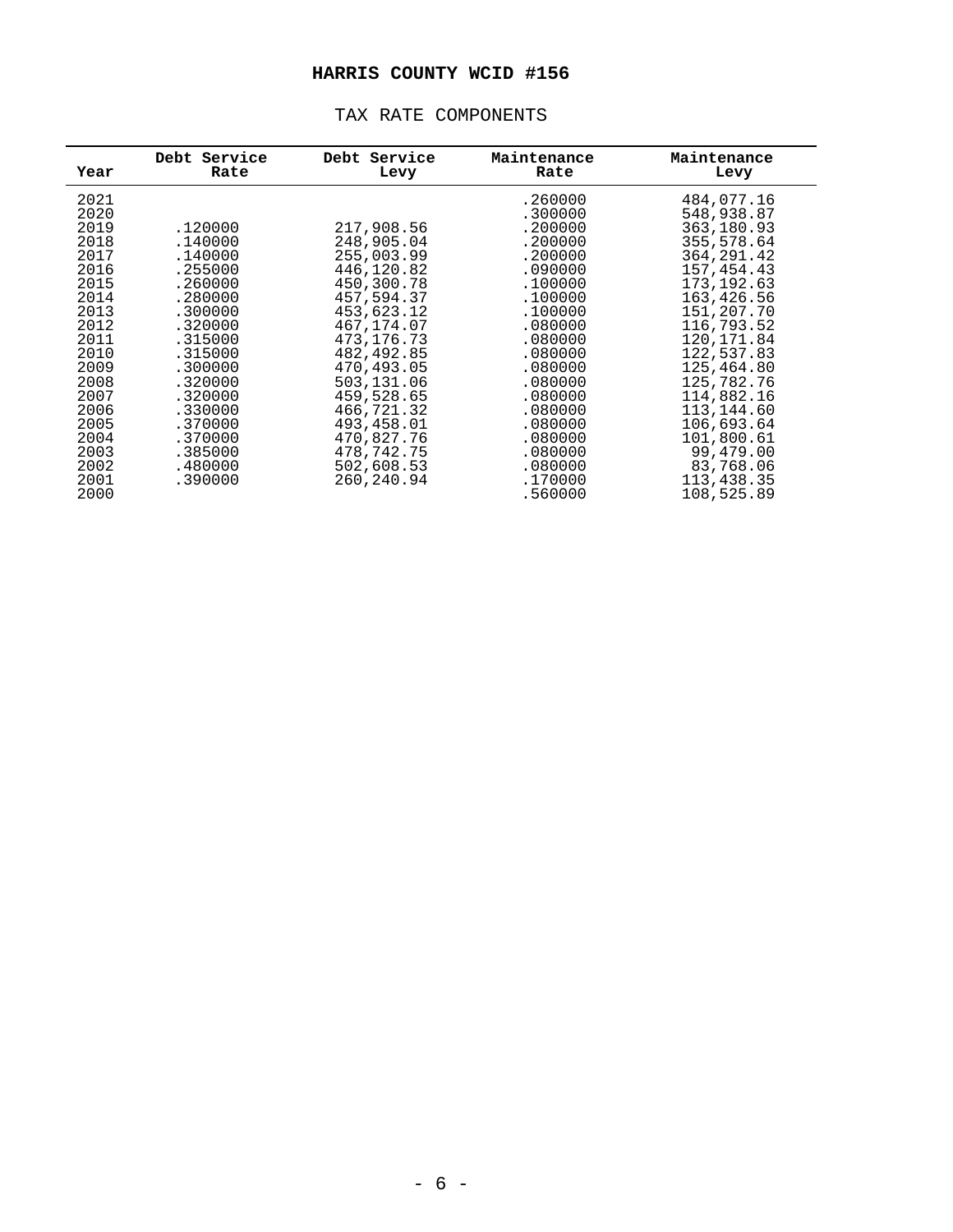# HARRIS COUNTY WCID #156

## TAX RATE COMPONENTS

| Year | Debt Service Rate | Debt Service Levy | Maintenance Rate | Maintenance Levy |
|---|---|---|---|---|
| 2021 | | | .260000 | 484,077.16 |
| 2020 | | | .300000 | 548,938.87 |
| 2019 | .120000 | 217,908.56 | .200000 | 363,180.93 |
| 2018 | .140000 | 248,905.04 | .200000 | 355,578.64 |
| 2017 | .140000 | 255,003.99 | .200000 | 364,291.42 |
| 2016 | .255000 | 446,120.82 | .090000 | 157,454.43 |
| 2015 | .260000 | 450,300.78 | .100000 | 173,192.63 |
| 2014 | .280000 | 457,594.37 | .100000 | 163,426.56 |
| 2013 | .300000 | 453,623.12 | .100000 | 151,207.70 |
| 2012 | .320000 | 467,174.07 | .080000 | 116,793.52 |
| 2011 | .315000 | 473,176.73 | .080000 | 120,171.84 |
| 2010 | .315000 | 482,492.85 | .080000 | 122,537.83 |
| 2009 | .300000 | 470,493.05 | .080000 | 125,464.80 |
| 2008 | .320000 | 503,131.06 | .080000 | 125,782.76 |
| 2007 | .320000 | 459,528.65 | .080000 | 114,882.16 |
| 2006 | .330000 | 466,721.32 | .080000 | 113,144.60 |
| 2005 | .370000 | 493,458.01 | .080000 | 106,693.64 |
| 2004 | .370000 | 470,827.76 | .080000 | 101,800.61 |
| 2003 | .385000 | 478,742.75 | .080000 | 99,479.00 |
| 2002 | .480000 | 502,608.53 | .080000 | 83,768.06 |
| 2001 | .390000 | 260,240.94 | .170000 | 113,438.35 |
| 2000 | | | .560000 | 108,525.89 |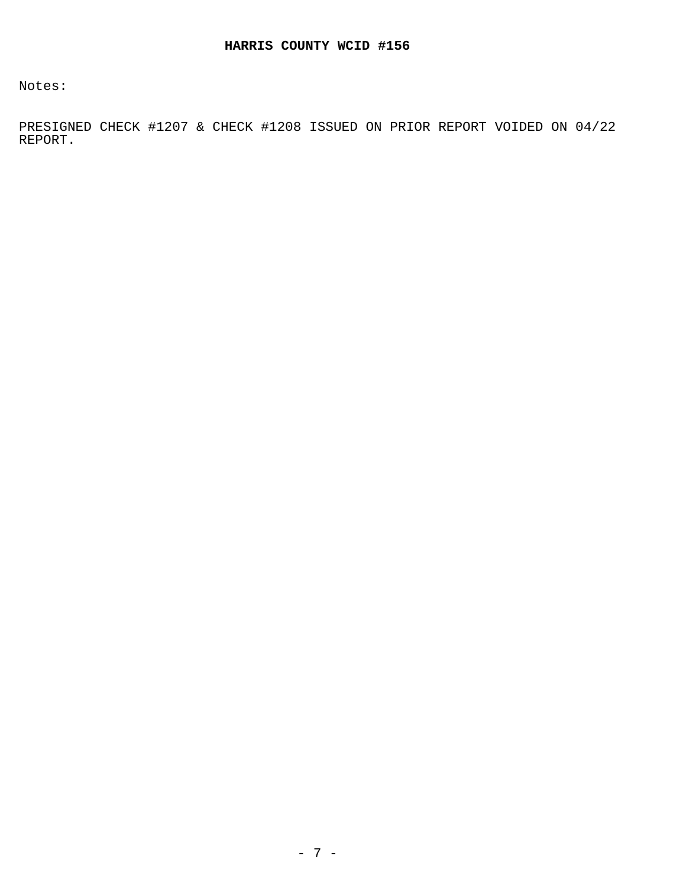**HARRIS COUNTY WCID #156**

Notes:

PRESIGNED CHECK #1207 & CHECK #1208 ISSUED ON PRIOR REPORT VOIDED ON 04/22 REPORT.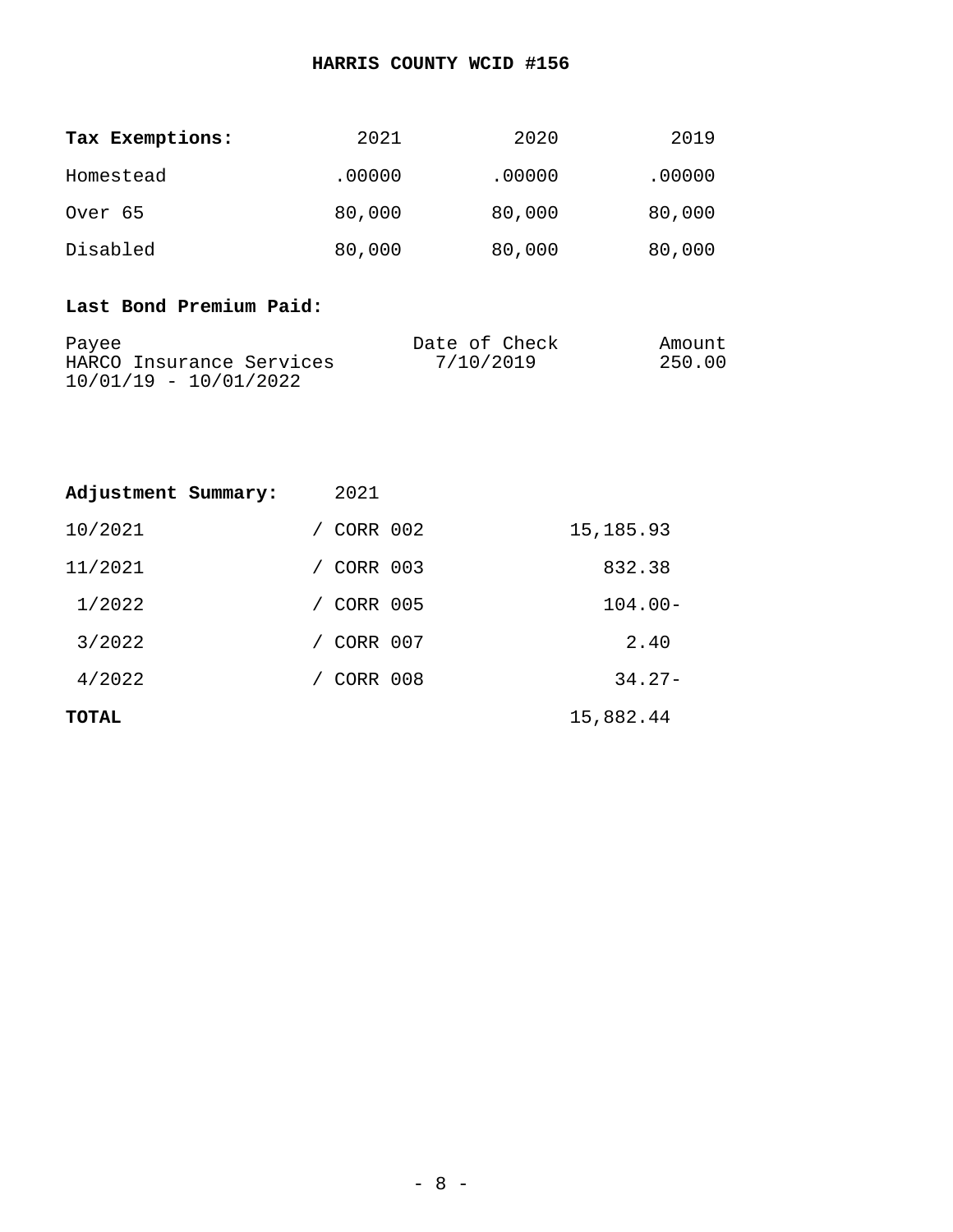**HARRIS COUNTY WCID #156**

| **Tax Exemptions:** | 2021 | 2020 | 2019 |
|---|---|---|---|
| Homestead | .00000 | .00000 | .00000 |
| Over 65 | 80,000 | 80,000 | 80,000 |
| Disabled | 80,000 | 80,000 | 80,000 |

**Last Bond Premium Paid:**

| Payee | Date of Check | Amount |
|---|---|---|
| HARCO Insurance Services<br>10/01/19 - 10/01/2022 | 7/10/2019 | 250.00 |

| **Adjustment Summary:** | 2021 | |
|---|---|---|
| 10/2021 | / CORR 002 | 15,185.93 |
| 11/2021 | / CORR 003 | 832.38 |
| 1/2022 | / CORR 005 | 104.00- |
| 3/2022 | / CORR 007 | 2.40 |
| 4/2022 | / CORR 008 | 34.27- |
| **TOTAL** | | 15,882.44 |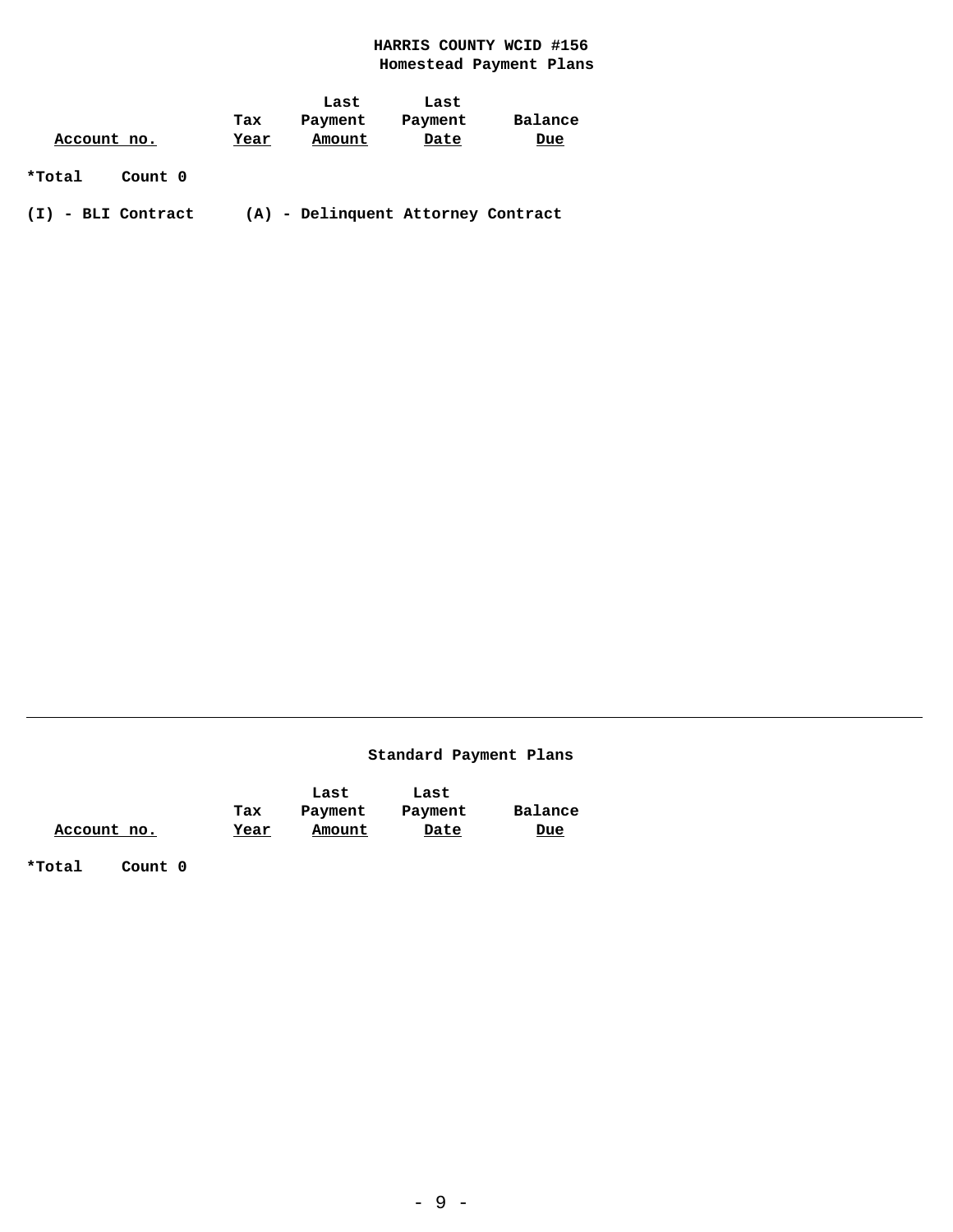# HARRIS COUNTY WCID #156

## Homestead Payment Plans

| Account no. | Tax Year | Last Payment Amount | Last Payment Date | Balance Due |
|---|---|---|---|---|

**\*Total Count 0**

**(I) - BLI Contract (A) - Delinquent Attorney Contract**

## Standard Payment Plans

| Account no. | Tax Year | Last Payment Amount | Last Payment Date | Balance Due |
|---|---|---|---|---|

**\*Total Count 0**